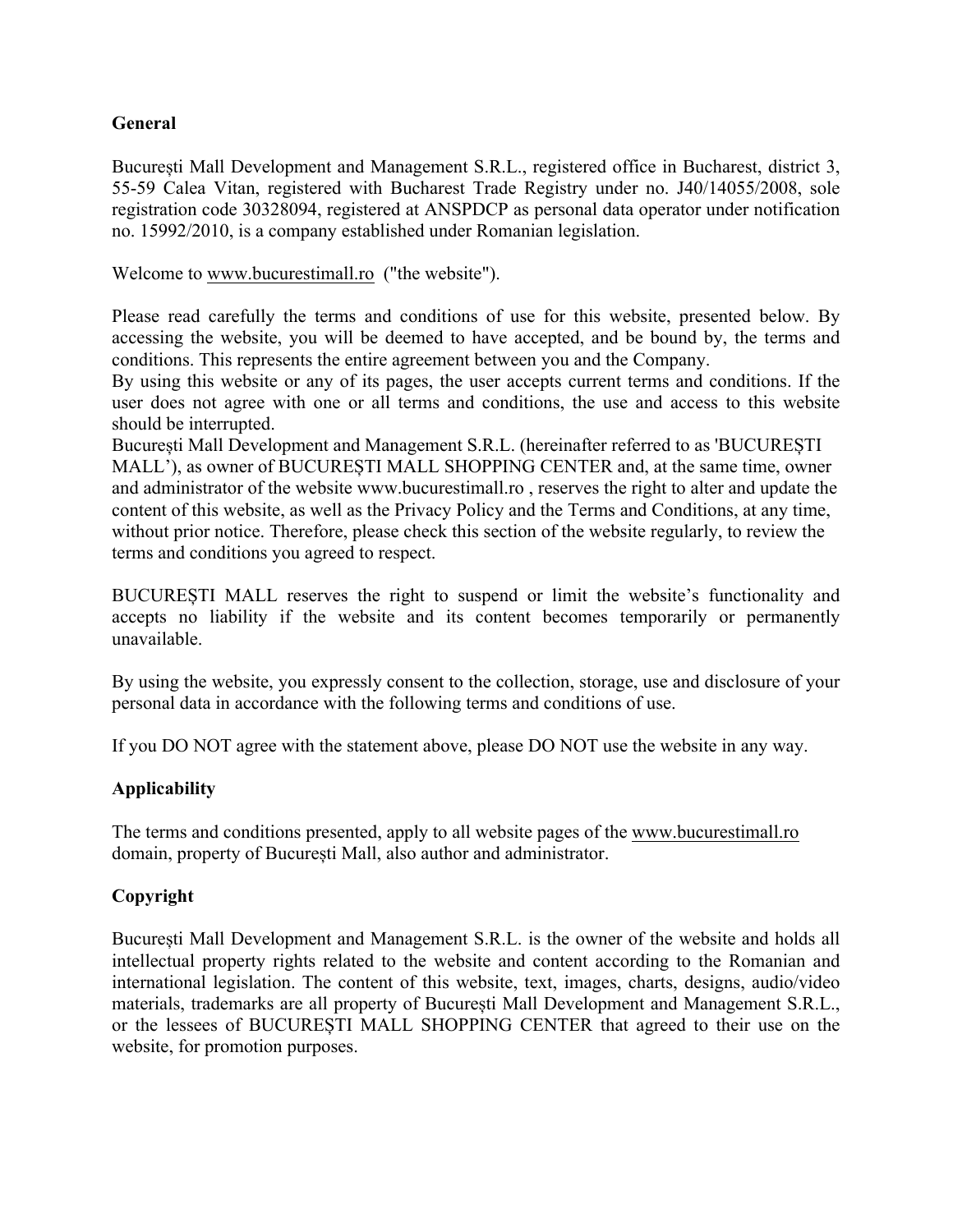## General

București Mall Development and Management S.R.L., registered office in Bucharest, district 3, 55-59 Calea Vitan, registered with Bucharest Trade Registry under no. J40/14055/2008, sole registration code 30328094, registered at ANSPDCP as personal data operator under notification no. 15992/2010, is a company established under Romanian legislation.

Welcome to www.bucurestimall.ro ("the website").

Please read carefully the terms and conditions of use for this website, presented below. By accessing the website, you will be deemed to have accepted, and be bound by, the terms and conditions. This represents the entire agreement between you and the Company.
By using this website or any of its pages, the user accepts current terms and conditions. If the user does not agree with one or all terms and conditions, the use and access to this website should be interrupted.
București Mall Development and Management S.R.L. (hereinafter referred to as 'BUCUREȘTI MALL'), as owner of BUCUREȘTI MALL SHOPPING CENTER and, at the same time, owner and administrator of the website www.bucurestimall.ro , reserves the right to alter and update the content of this website, as well as the Privacy Policy and the Terms and Conditions, at any time, without prior notice. Therefore, please check this section of the website regularly, to review the terms and conditions you agreed to respect.

BUCUREȘTI MALL reserves the right to suspend or limit the website's functionality and accepts no liability if the website and its content becomes temporarily or permanently unavailable.

By using the website, you expressly consent to the collection, storage, use and disclosure of your personal data in accordance with the following terms and conditions of use.

If you DO NOT agree with the statement above, please DO NOT use the website in any way.

## Applicability

The terms and conditions presented, apply to all website pages of the www.bucurestimall.ro domain, property of București Mall, also author and administrator.

## Copyright

București Mall Development and Management S.R.L. is the owner of the website and holds all intellectual property rights related to the website and content according to the Romanian and international legislation. The content of this website, text, images, charts, designs, audio/video materials, trademarks are all property of București Mall Development and Management S.R.L., or the lessees of BUCUREȘTI MALL SHOPPING CENTER that agreed to their use on the website, for promotion purposes.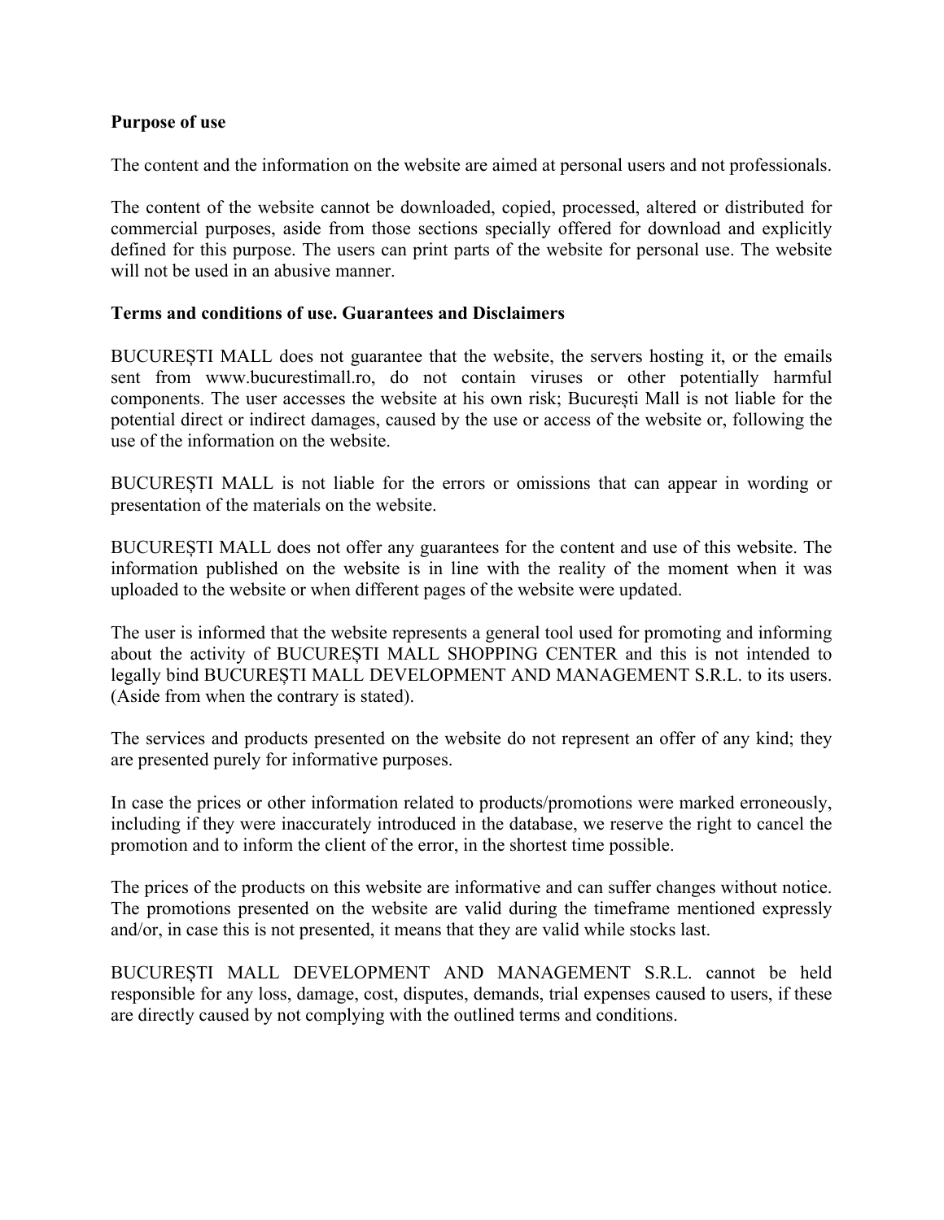**Purpose of use**

The content and the information on the website are aimed at personal users and not professionals.

The content of the website cannot be downloaded, copied, processed, altered or distributed for commercial purposes, aside from those sections specially offered for download and explicitly defined for this purpose. The users can print parts of the website for personal use. The website will not be used in an abusive manner.

**Terms and conditions of use. Guarantees and Disclaimers**

BUCUREȘTI MALL does not guarantee that the website, the servers hosting it, or the emails sent from www.bucurestimall.ro, do not contain viruses or other potentially harmful components. The user accesses the website at his own risk; București Mall is not liable for the potential direct or indirect damages, caused by the use or access of the website or, following the use of the information on the website.

BUCUREȘTI MALL is not liable for the errors or omissions that can appear in wording or presentation of the materials on the website.

BUCUREȘTI MALL does not offer any guarantees for the content and use of this website. The information published on the website is in line with the reality of the moment when it was uploaded to the website or when different pages of the website were updated.

The user is informed that the website represents a general tool used for promoting and informing about the activity of BUCUREȘTI MALL SHOPPING CENTER and this is not intended to legally bind BUCUREȘTI MALL DEVELOPMENT AND MANAGEMENT S.R.L. to its users. (Aside from when the contrary is stated).

The services and products presented on the website do not represent an offer of any kind; they are presented purely for informative purposes.

In case the prices or other information related to products/promotions were marked erroneously, including if they were inaccurately introduced in the database, we reserve the right to cancel the promotion and to inform the client of the error, in the shortest time possible.

The prices of the products on this website are informative and can suffer changes without notice. The promotions presented on the website are valid during the timeframe mentioned expressly and/or, in case this is not presented, it means that they are valid while stocks last.

BUCUREȘTI MALL DEVELOPMENT AND MANAGEMENT S.R.L. cannot be held responsible for any loss, damage, cost, disputes, demands, trial expenses caused to users, if these are directly caused by not complying with the outlined terms and conditions.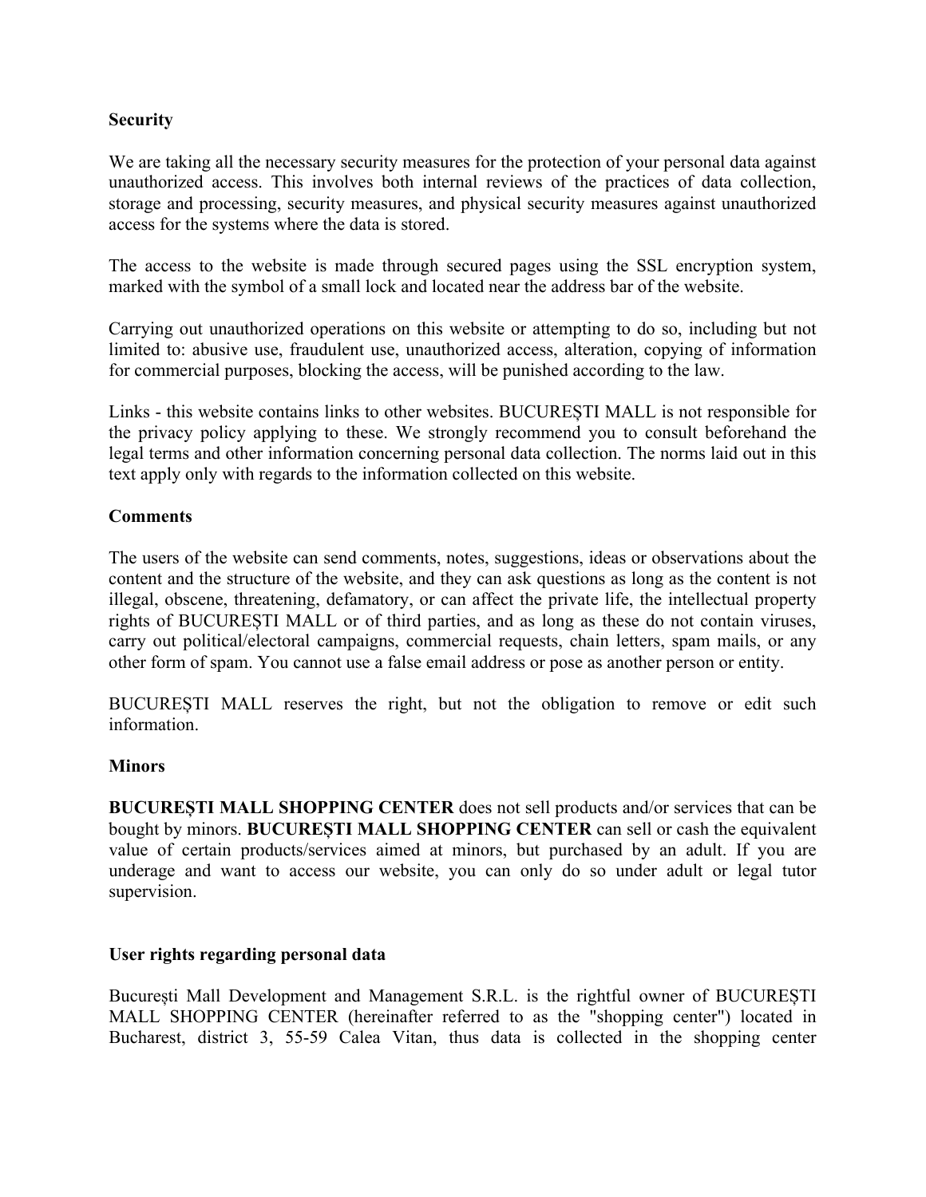**Security**

We are taking all the necessary security measures for the protection of your personal data against unauthorized access. This involves both internal reviews of the practices of data collection, storage and processing, security measures, and physical security measures against unauthorized access for the systems where the data is stored.

The access to the website is made through secured pages using the SSL encryption system, marked with the symbol of a small lock and located near the address bar of the website.

Carrying out unauthorized operations on this website or attempting to do so, including but not limited to: abusive use, fraudulent use, unauthorized access, alteration, copying of information for commercial purposes, blocking the access, will be punished according to the law.

Links - this website contains links to other websites. BUCUREȘTI MALL is not responsible for the privacy policy applying to these. We strongly recommend you to consult beforehand the legal terms and other information concerning personal data collection. The norms laid out in this text apply only with regards to the information collected on this website.

**Comments**

The users of the website can send comments, notes, suggestions, ideas or observations about the content and the structure of the website, and they can ask questions as long as the content is not illegal, obscene, threatening, defamatory, or can affect the private life, the intellectual property rights of BUCUREȘTI MALL or of third parties, and as long as these do not contain viruses, carry out political/electoral campaigns, commercial requests, chain letters, spam mails, or any other form of spam. You cannot use a false email address or pose as another person or entity.

BUCUREȘTI MALL reserves the right, but not the obligation to remove or edit such information.

**Minors**

**BUCUREȘTI MALL SHOPPING CENTER** does not sell products and/or services that can be bought by minors. **BUCUREȘTI MALL SHOPPING CENTER** can sell or cash the equivalent value of certain products/services aimed at minors, but purchased by an adult. If you are underage and want to access our website, you can only do so under adult or legal tutor supervision.

**User rights regarding personal data**

București Mall Development and Management S.R.L. is the rightful owner of BUCUREȘTI MALL SHOPPING CENTER (hereinafter referred to as the "shopping center") located in Bucharest, district 3, 55-59 Calea Vitan, thus data is collected in the shopping center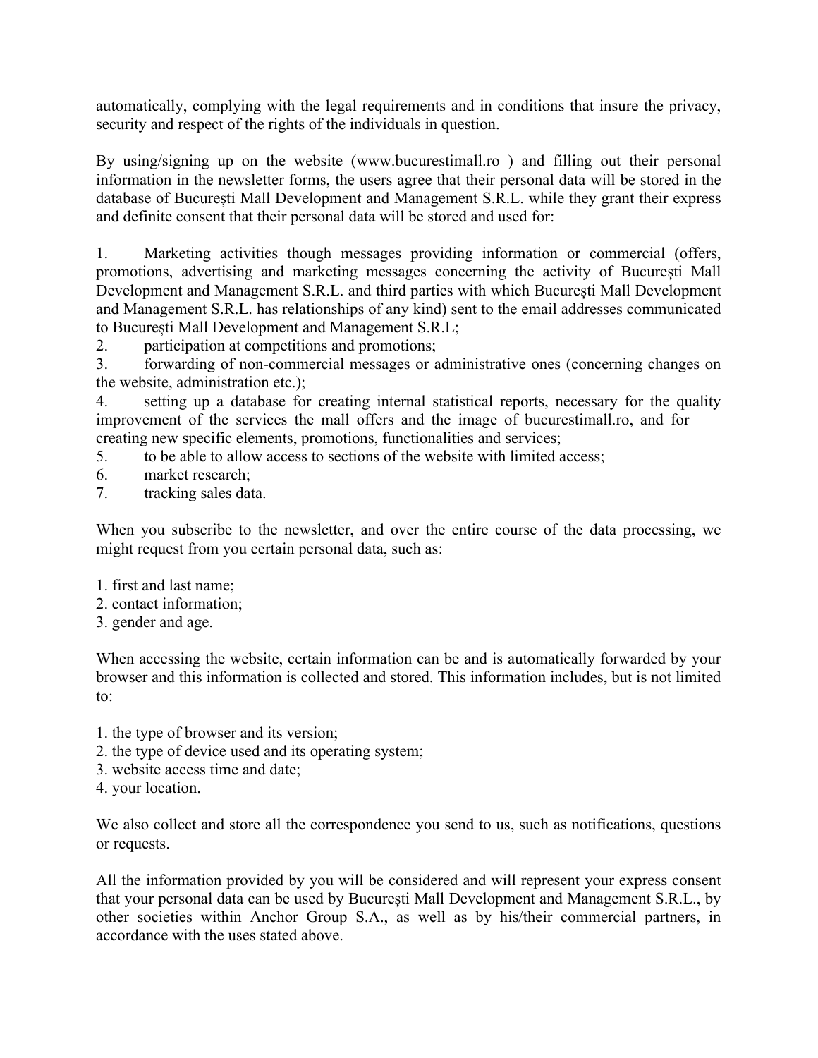automatically, complying with the legal requirements and in conditions that insure the privacy, security and respect of the rights of the individuals in question.

By using/signing up on the website (www.bucurestimall.ro ) and filling out their personal information in the newsletter forms, the users agree that their personal data will be stored in the database of București Mall Development and Management S.R.L. while they grant their express and definite consent that their personal data will be stored and used for:

1. Marketing activities though messages providing information or commercial (offers, promotions, advertising and marketing messages concerning the activity of București Mall Development and Management S.R.L. and third parties with which București Mall Development and Management S.R.L. has relationships of any kind) sent to the email addresses communicated to București Mall Development and Management S.R.L;
2. participation at competitions and promotions;
3. forwarding of non-commercial messages or administrative ones (concerning changes on the website, administration etc.);
4. setting up a database for creating internal statistical reports, necessary for the quality improvement of the services the mall offers and the image of bucurestimall.ro, and for creating new specific elements, promotions, functionalities and services;
5. to be able to allow access to sections of the website with limited access;
6. market research;
7. tracking sales data.

When you subscribe to the newsletter, and over the entire course of the data processing, we might request from you certain personal data, such as:

1. first and last name;
2. contact information;
3. gender and age.

When accessing the website, certain information can be and is automatically forwarded by your browser and this information is collected and stored. This information includes, but is not limited to:

1. the type of browser and its version;
2. the type of device used and its operating system;
3. website access time and date;
4. your location.

We also collect and store all the correspondence you send to us, such as notifications, questions or requests.

All the information provided by you will be considered and will represent your express consent that your personal data can be used by București Mall Development and Management S.R.L., by other societies within Anchor Group S.A., as well as by his/their commercial partners, in accordance with the uses stated above.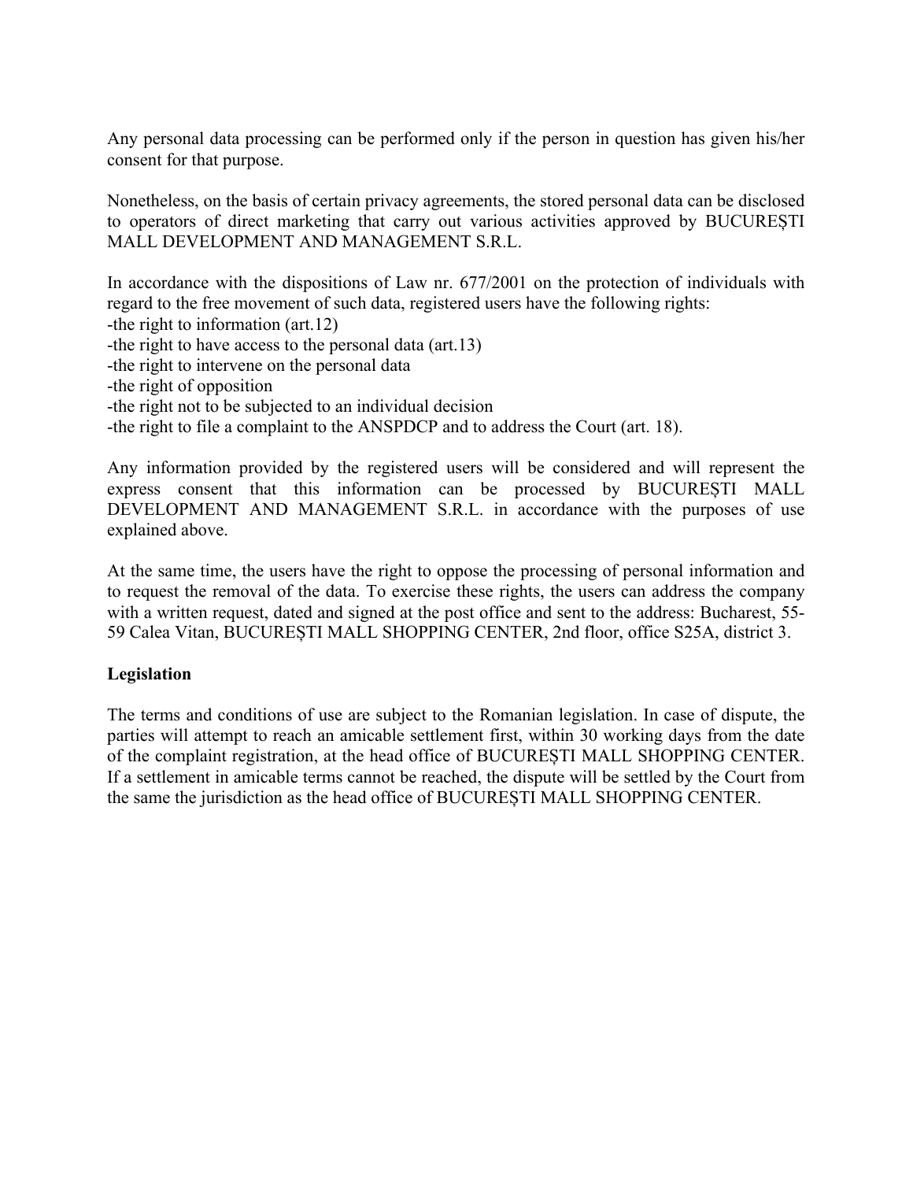Any personal data processing can be performed only if the person in question has given his/her consent for that purpose.

Nonetheless, on the basis of certain privacy agreements, the stored personal data can be disclosed to operators of direct marketing that carry out various activities approved by BUCUREȘTI MALL DEVELOPMENT AND MANAGEMENT S.R.L.

In accordance with the dispositions of Law nr. 677/2001 on the protection of individuals with regard to the free movement of such data, registered users have the following rights:
-the right to information (art.12)
-the right to have access to the personal data (art.13)
-the right to intervene on the personal data
-the right of opposition
-the right not to be subjected to an individual decision
-the right to file a complaint to the ANSPDCP and to address the Court (art. 18).

Any information provided by the registered users will be considered and will represent the express consent that this information can be processed by BUCUREȘTI MALL DEVELOPMENT AND MANAGEMENT S.R.L. in accordance with the purposes of use explained above.

At the same time, the users have the right to oppose the processing of personal information and to request the removal of the data. To exercise these rights, the users can address the company with a written request, dated and signed at the post office and sent to the address: Bucharest, 55-59 Calea Vitan, BUCUREȘTI MALL SHOPPING CENTER, 2nd floor, office S25A, district 3.

**Legislation**

The terms and conditions of use are subject to the Romanian legislation. In case of dispute, the parties will attempt to reach an amicable settlement first, within 30 working days from the date of the complaint registration, at the head office of BUCUREȘTI MALL SHOPPING CENTER. If a settlement in amicable terms cannot be reached, the dispute will be settled by the Court from the same the jurisdiction as the head office of BUCUREȘTI MALL SHOPPING CENTER.